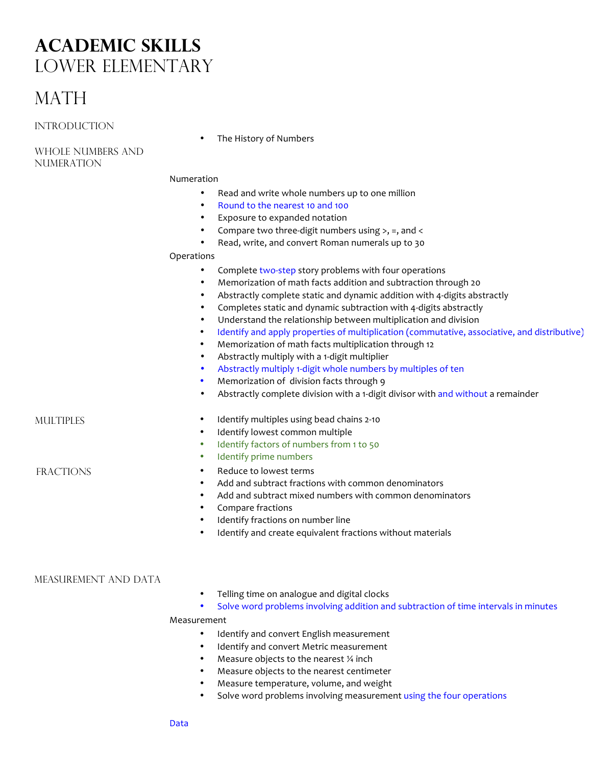# ACADEMIC SKILLS
## LOWER ELEMENTARY

## MATH

### INTRODUCTION

- The History of Numbers

### WHOLE NUMBERS AND NUMERATION

Numeration

- Read and write whole numbers up to one million
- Round to the nearest 10 and 100
- Exposure to expanded notation
- Compare two three-digit numbers using >, =, and <
- Read, write, and convert Roman numerals up to 30

Operations

- Complete two-step story problems with four operations
- Memorization of math facts addition and subtraction through 20
- Abstractly complete static and dynamic addition with 4-digits abstractly
- Completes static and dynamic subtraction with 4-digits abstractly
- Understand the relationship between multiplication and division
- Identify and apply properties of multiplication (commutative, associative, and distributive)
- Memorization of math facts multiplication through 12
- Abstractly multiply with a 1-digit multiplier
- Abstractly multiply 1-digit whole numbers by multiples of ten
- Memorization of division facts through 9
- Abstractly complete division with a 1-digit divisor with and without a remainder

### MULTIPLES

- Identify multiples using bead chains 2-10
- Identify lowest common multiple
- Identify factors of numbers from 1 to 50
- Identify prime numbers

### FRACTIONS

- Reduce to lowest terms
- Add and subtract fractions with common denominators
- Add and subtract mixed numbers with common denominators
- Compare fractions
- Identify fractions on number line
- Identify and create equivalent fractions without materials

### MEASUREMENT AND DATA

- Telling time on analogue and digital clocks
- Solve word problems involving addition and subtraction of time intervals in minutes

Measurement

- Identify and convert English measurement
- Identify and convert Metric measurement
- Measure objects to the nearest ¼ inch
- Measure objects to the nearest centimeter
- Measure temperature, volume, and weight
- Solve word problems involving measurement using the four operations

Data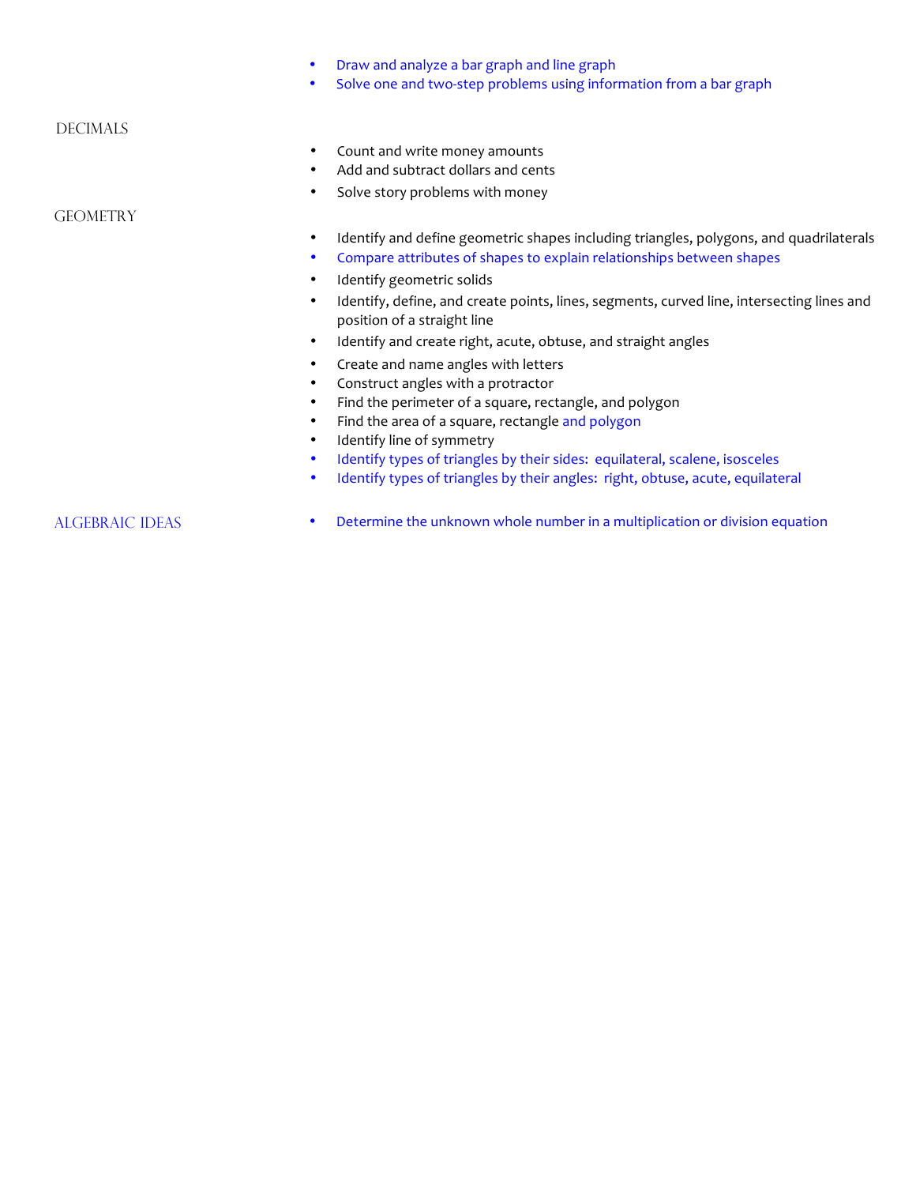- Draw and analyze a bar graph and line graph
- Solve one and two-step problems using information from a bar graph

## DECIMALS

- Count and write money amounts
- Add and subtract dollars and cents
- Solve story problems with money

## GEOMETRY

- Identify and define geometric shapes including triangles, polygons, and quadrilaterals
- Compare attributes of shapes to explain relationships between shapes
- Identify geometric solids
- Identify, define, and create points, lines, segments, curved line, intersecting lines and position of a straight line
- Identify and create right, acute, obtuse, and straight angles
- Create and name angles with letters
- Construct angles with a protractor
- Find the perimeter of a square, rectangle, and polygon
- Find the area of a square, rectangle and polygon
- Identify line of symmetry
- Identify types of triangles by their sides: equilateral, scalene, isosceles
- Identify types of triangles by their angles: right, obtuse, acute, equilateral

## ALGEBRAIC IDEAS

- Determine the unknown whole number in a multiplication or division equation